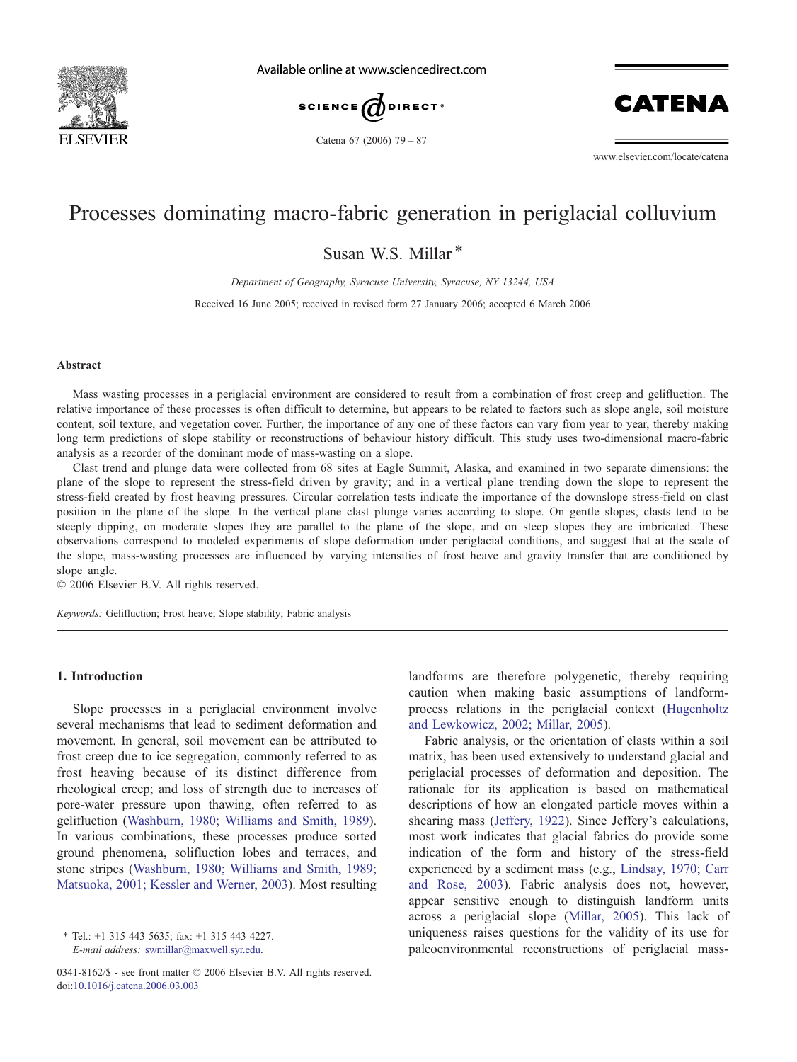# Processes dominating macro-fabric generation in periglacial colluvium

Susan W.S. Millar *

*Department of Geography, Syracuse University, Syracuse, NY 13244, USA*

Received 16 June 2005; received in revised form 27 January 2006; accepted 6 March 2006

## Abstract

Mass wasting processes in a periglacial environment are considered to result from a combination of frost creep and gelifluction. The relative importance of these processes is often difficult to determine, but appears to be related to factors such as slope angle, soil moisture content, soil texture, and vegetation cover. Further, the importance of any one of these factors can vary from year to year, thereby making long term predictions of slope stability or reconstructions of behaviour history difficult. This study uses two-dimensional macro-fabric analysis as a recorder of the dominant mode of mass-wasting on a slope.

Clast trend and plunge data were collected from 68 sites at Eagle Summit, Alaska, and examined in two separate dimensions: the plane of the slope to represent the stress-field driven by gravity; and in a vertical plane trending down the slope to represent the stress-field created by frost heaving pressures. Circular correlation tests indicate the importance of the downslope stress-field on clast position in the plane of the slope. In the vertical plane clast plunge varies according to slope. On gentle slopes, clasts tend to be steeply dipping, on moderate slopes they are parallel to the plane of the slope, and on steep slopes they are imbricated. These observations correspond to modeled experiments of slope deformation under periglacial conditions, and suggest that at the scale of the slope, mass-wasting processes are influenced by varying intensities of frost heave and gravity transfer that are conditioned by slope angle.

© 2006 Elsevier B.V. All rights reserved.

*Keywords:* Gelifluction; Frost heave; Slope stability; Fabric analysis

## 1. Introduction

Slope processes in a periglacial environment involve several mechanisms that lead to sediment deformation and movement. In general, soil movement can be attributed to frost creep due to ice segregation, commonly referred to as frost heaving because of its distinct difference from rheological creep; and loss of strength due to increases of pore-water pressure upon thawing, often referred to as gelifluction (Washburn, 1980; Williams and Smith, 1989). In various combinations, these processes produce sorted ground phenomena, solifluction lobes and terraces, and stone stripes (Washburn, 1980; Williams and Smith, 1989; Matsuoka, 2001; Kessler and Werner, 2003). Most resulting landforms are therefore polygenetic, thereby requiring caution when making basic assumptions of landform-process relations in the periglacial context (Hugenholtz and Lewkowicz, 2002; Millar, 2005).

Fabric analysis, or the orientation of clasts within a soil matrix, has been used extensively to understand glacial and periglacial processes of deformation and deposition. The rationale for its application is based on mathematical descriptions of how an elongated particle moves within a shearing mass (Jeffery, 1922). Since Jeffery's calculations, most work indicates that glacial fabrics do provide some indication of the form and history of the stress-field experienced by a sediment mass (e.g., Lindsay, 1970; Carr and Rose, 2003). Fabric analysis does not, however, appear sensitive enough to distinguish landform units across a periglacial slope (Millar, 2005). This lack of uniqueness raises questions for the validity of its use for paleoenvironmental reconstructions of periglacial mass-

* Tel.: +1 315 443 5635; fax: +1 315 443 4227.
*E-mail address:* swmillar@maxwell.syr.edu.

0341-8162/$ - see front matter © 2006 Elsevier B.V. All rights reserved.
doi:10.1016/j.catena.2006.03.003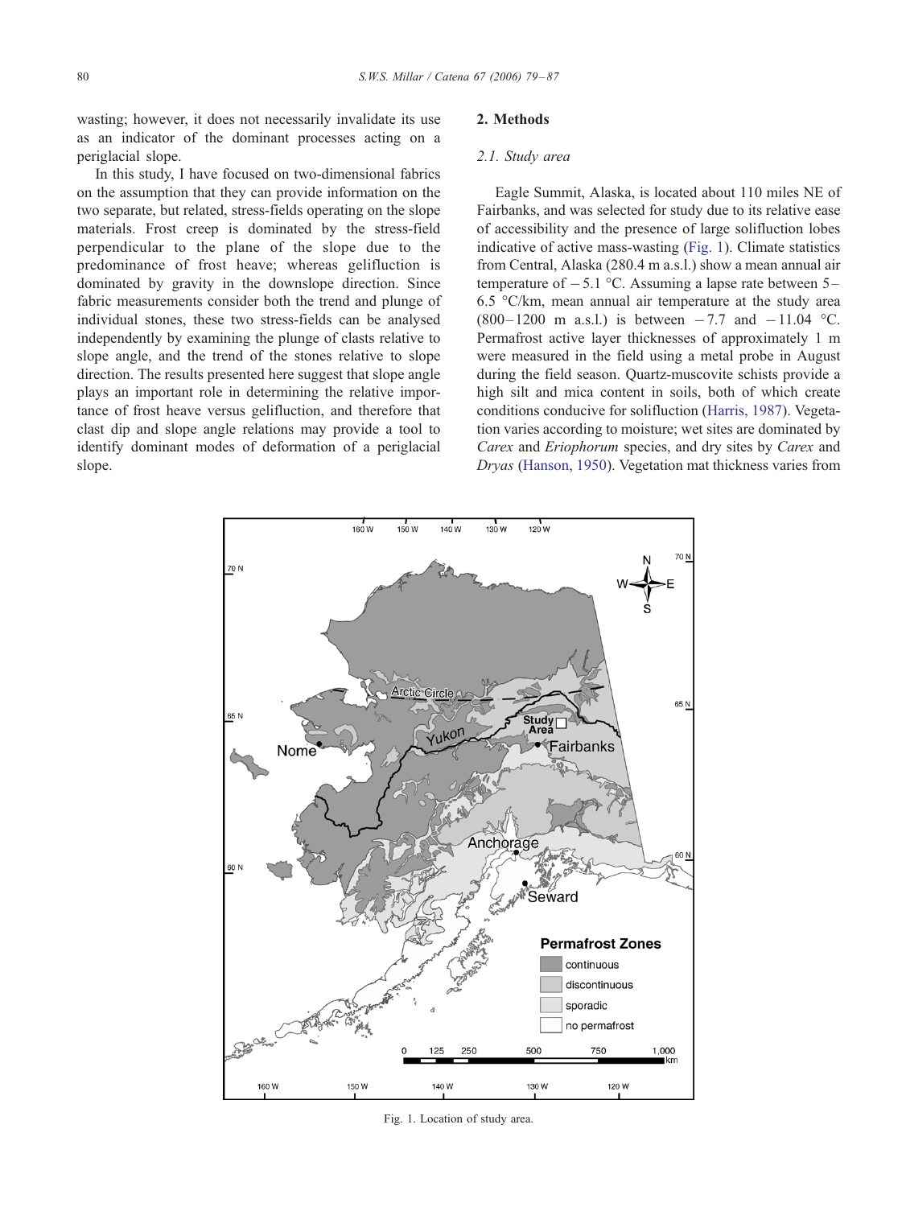wasting; however, it does not necessarily invalidate its use as an indicator of the dominant processes acting on a periglacial slope.

In this study, I have focused on two-dimensional fabrics on the assumption that they can provide information on the two separate, but related, stress-fields operating on the slope materials. Frost creep is dominated by the stress-field perpendicular to the plane of the slope due to the predominance of frost heave; whereas gelifluction is dominated by gravity in the downslope direction. Since fabric measurements consider both the trend and plunge of individual stones, these two stress-fields can be analysed independently by examining the plunge of clasts relative to slope angle, and the trend of the stones relative to slope direction. The results presented here suggest that slope angle plays an important role in determining the relative importance of frost heave versus gelifluction, and therefore that clast dip and slope angle relations may provide a tool to identify dominant modes of deformation of a periglacial slope.

## 2. Methods

### 2.1. Study area

Eagle Summit, Alaska, is located about 110 miles NE of Fairbanks, and was selected for study due to its relative ease of accessibility and the presence of large solifluction lobes indicative of active mass-wasting (Fig. 1). Climate statistics from Central, Alaska (280.4 m a.s.l.) show a mean annual air temperature of −5.1 °C. Assuming a lapse rate between 5–6.5 °C/km, mean annual air temperature at the study area (800–1200 m a.s.l.) is between −7.7 and −11.04 °C. Permafrost active layer thicknesses of approximately 1 m were measured in the field using a metal probe in August during the field season. Quartz-muscovite schists provide a high silt and mica content in soils, both of which create conditions conducive for solifluction (Harris, 1987). Vegetation varies according to moisture; wet sites are dominated by *Carex* and *Eriophorum* species, and dry sites by *Carex* and *Dryas* (Hanson, 1950). Vegetation mat thickness varies from

Fig. 1. Location of study area.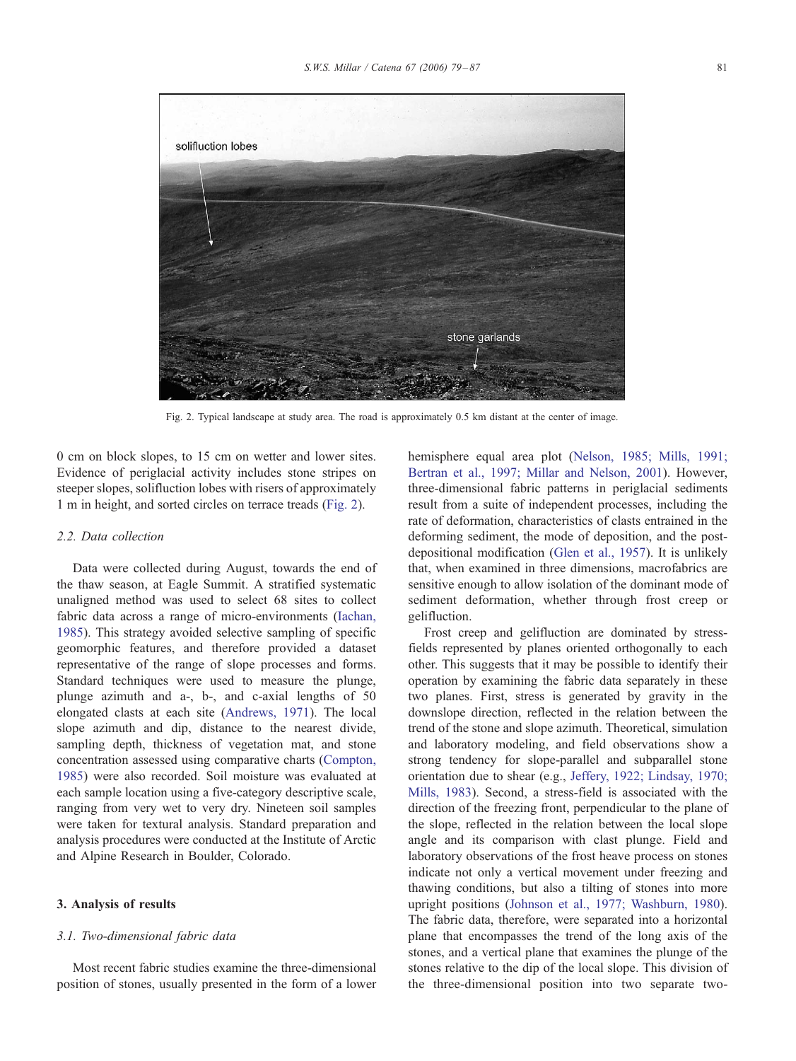Fig. 2. Typical landscape at study area. The road is approximately 0.5 km distant at the center of image.

0 cm on block slopes, to 15 cm on wetter and lower sites. Evidence of periglacial activity includes stone stripes on steeper slopes, solifluction lobes with risers of approximately 1 m in height, and sorted circles on terrace treads (Fig. 2).

### 2.2. Data collection

Data were collected during August, towards the end of the thaw season, at Eagle Summit. A stratified systematic unaligned method was used to select 68 sites to collect fabric data across a range of micro-environments (Iachan, 1985). This strategy avoided selective sampling of specific geomorphic features, and therefore provided a dataset representative of the range of slope processes and forms. Standard techniques were used to measure the plunge, plunge azimuth and a-, b-, and c-axial lengths of 50 elongated clasts at each site (Andrews, 1971). The local slope azimuth and dip, distance to the nearest divide, sampling depth, thickness of vegetation mat, and stone concentration assessed using comparative charts (Compton, 1985) were also recorded. Soil moisture was evaluated at each sample location using a five-category descriptive scale, ranging from very wet to very dry. Nineteen soil samples were taken for textural analysis. Standard preparation and analysis procedures were conducted at the Institute of Arctic and Alpine Research in Boulder, Colorado.

## 3. Analysis of results

### 3.1. Two-dimensional fabric data

Most recent fabric studies examine the three-dimensional position of stones, usually presented in the form of a lower hemisphere equal area plot (Nelson, 1985; Mills, 1991; Bertran et al., 1997; Millar and Nelson, 2001). However, three-dimensional fabric patterns in periglacial sediments result from a suite of independent processes, including the rate of deformation, characteristics of clasts entrained in the deforming sediment, the mode of deposition, and the post-depositional modification (Glen et al., 1957). It is unlikely that, when examined in three dimensions, macrofabrics are sensitive enough to allow isolation of the dominant mode of sediment deformation, whether through frost creep or gelifluction.

Frost creep and gelifluction are dominated by stress-fields represented by planes oriented orthogonally to each other. This suggests that it may be possible to identify their operation by examining the fabric data separately in these two planes. First, stress is generated by gravity in the downslope direction, reflected in the relation between the trend of the stone and slope azimuth. Theoretical, simulation and laboratory modeling, and field observations show a strong tendency for slope-parallel and subparallel stone orientation due to shear (e.g., Jeffery, 1922; Lindsay, 1970; Mills, 1983). Second, a stress-field is associated with the direction of the freezing front, perpendicular to the plane of the slope, reflected in the relation between the local slope angle and its comparison with clast plunge. Field and laboratory observations of the frost heave process on stones indicate not only a vertical movement under freezing and thawing conditions, but also a tilting of stones into more upright positions (Johnson et al., 1977; Washburn, 1980). The fabric data, therefore, were separated into a horizontal plane that encompasses the trend of the long axis of the stones, and a vertical plane that examines the plunge of the stones relative to the dip of the local slope. This division of the three-dimensional position into two separate two-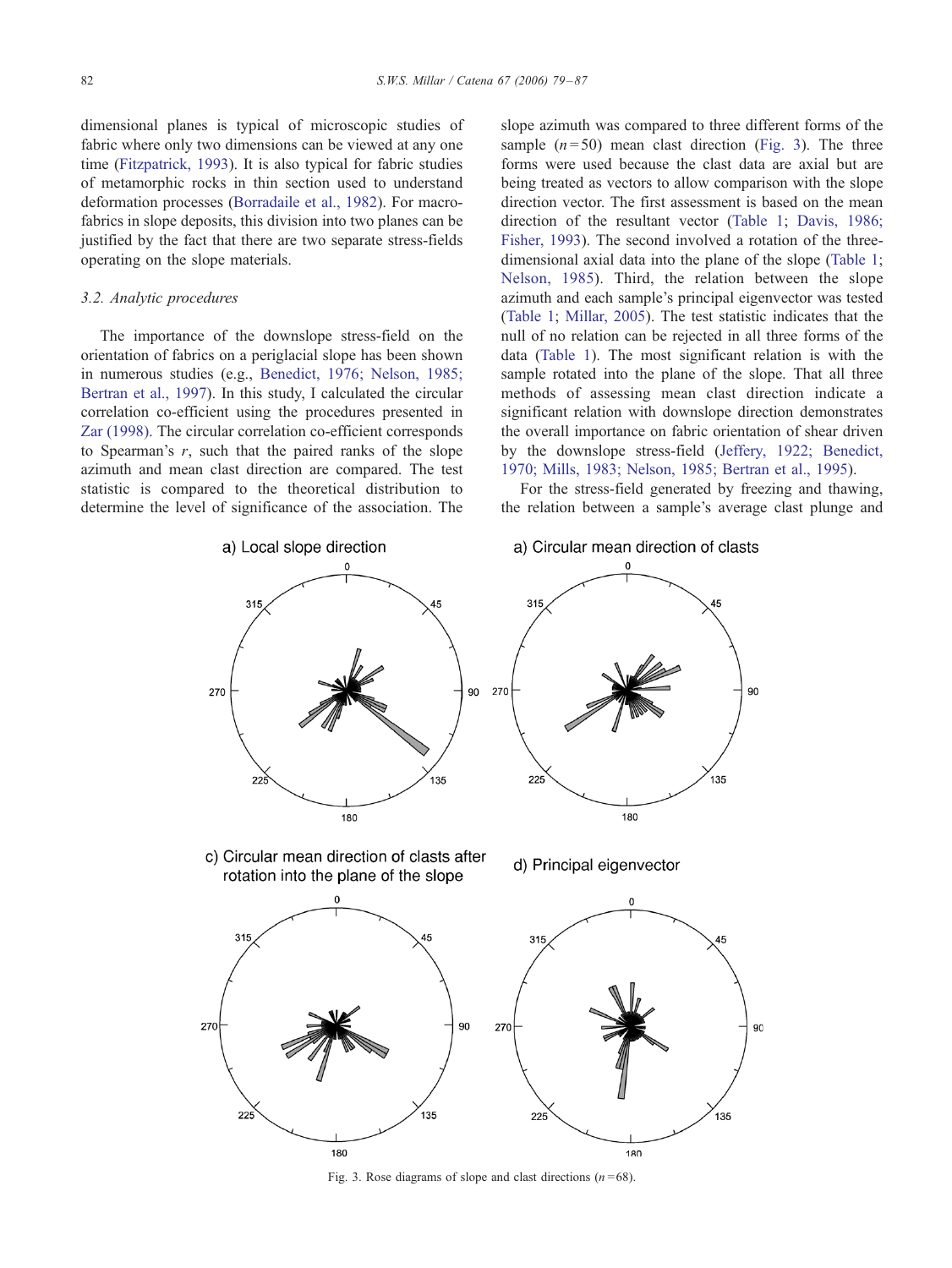dimensional planes is typical of microscopic studies of fabric where only two dimensions can be viewed at any one time (Fitzpatrick, 1993). It is also typical for fabric studies of metamorphic rocks in thin section used to understand deformation processes (Borradaile et al., 1982). For macro-fabrics in slope deposits, this division into two planes can be justified by the fact that there are two separate stress-fields operating on the slope materials.

### 3.2. Analytic procedures

The importance of the downslope stress-field on the orientation of fabrics on a periglacial slope has been shown in numerous studies (e.g., Benedict, 1976; Nelson, 1985; Bertran et al., 1997). In this study, I calculated the circular correlation co-efficient using the procedures presented in Zar (1998). The circular correlation co-efficient corresponds to Spearman's $r$, such that the paired ranks of the slope azimuth and mean clast direction are compared. The test statistic is compared to the theoretical distribution to determine the level of significance of the association. The slope azimuth was compared to three different forms of the sample ($n = 50$) mean clast direction (Fig. 3). The three forms were used because the clast data are axial but are being treated as vectors to allow comparison with the slope direction vector. The first assessment is based on the mean direction of the resultant vector (Table 1; Davis, 1986; Fisher, 1993). The second involved a rotation of the three-dimensional axial data into the plane of the slope (Table 1; Nelson, 1985). Third, the relation between the slope azimuth and each sample's principal eigenvector was tested (Table 1; Millar, 2005). The test statistic indicates that the null of no relation can be rejected in all three forms of the data (Table 1). The most significant relation is with the sample rotated into the plane of the slope. That all three methods of assessing mean clast direction indicate a significant relation with downslope direction demonstrates the overall importance on fabric orientation of shear driven by the downslope stress-field (Jeffery, 1922; Benedict, 1970; Mills, 1983; Nelson, 1985; Bertran et al., 1995).

For the stress-field generated by freezing and thawing, the relation between a sample's average clast plunge and

a) Local slope direction

a) Circular mean direction of clasts

c) Circular mean direction of clasts after rotation into the plane of the slope

d) Principal eigenvector

Fig. 3. Rose diagrams of slope and clast directions ($n = 68$).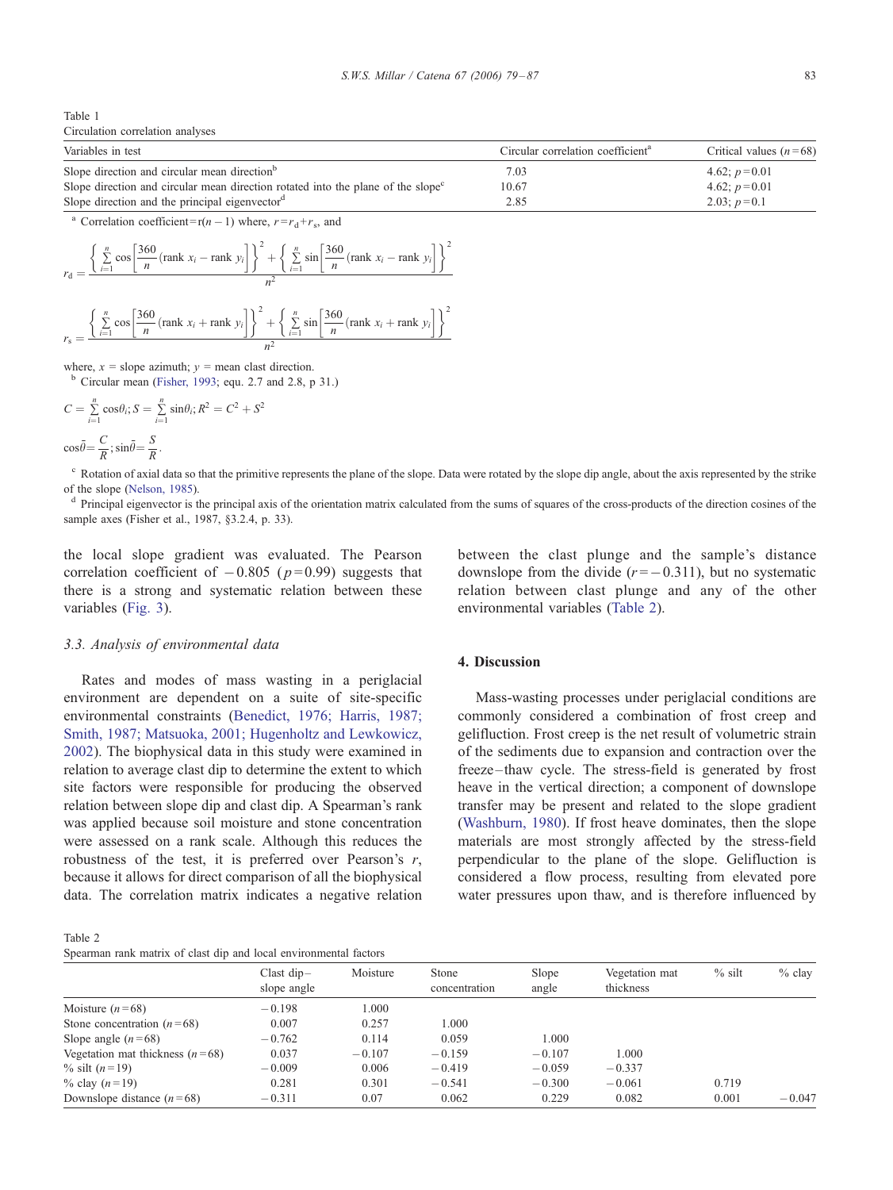Table 1
Circulation correlation analyses

| Variables in test | Circular correlation coefficient[a] | Critical values ($n=68$) |
|---|---|---|
| Slope direction and circular mean direction[b] | 7.03 | 4.62; $p=0.01$ |
| Slope direction and circular mean direction rotated into the plane of the slope[c] | 10.67 | 4.62; $p=0.01$ |
| Slope direction and the principal eigenvector[d] | 2.85 | 2.03; $p=0.1$ |

[a] Correlation coefficient = $r(n-1)$ where, $r=r_d+r_s$, and

$$r_d = \frac{\left\{\sum_{i=1}^{n}\cos\left[\frac{360}{n}(\text{rank } x_i - \text{rank } y_i)\right]\right\}^2 + \left\{\sum_{i=1}^{n}\sin\left[\frac{360}{n}(\text{rank } x_i - \text{rank } y_i)\right]\right\}^2}{n^2}$$

$$r_s = \frac{\left\{\sum_{i=1}^{n}\cos\left[\frac{360}{n}(\text{rank } x_i + \text{rank } y_i)\right]\right\}^2 + \left\{\sum_{i=1}^{n}\sin\left[\frac{360}{n}(\text{rank } x_i + \text{rank } y_i)\right]\right\}^2}{n^2}$$

where, $x$ = slope azimuth; $y$ = mean clast direction.

[b] Circular mean (Fisher, 1993; equ. 2.7 and 2.8, p 31.)

$$C = \sum_{i=1}^{n}\cos\theta_i;\ S = \sum_{i=1}^{n}\sin\theta_i;\ R^2 = C^2 + S^2$$

$$\cos\bar{\theta} = \frac{C}{R};\ \sin\bar{\theta} = \frac{S}{R}.$$

[c] Rotation of axial data so that the primitive represents the plane of the slope. Data were rotated by the slope dip angle, about the axis represented by the strike of the slope (Nelson, 1985).

[d] Principal eigenvector is the principal axis of the orientation matrix calculated from the sums of squares of the cross-products of the direction cosines of the sample axes (Fisher et al., 1987, §3.2.4, p. 33).

the local slope gradient was evaluated. The Pearson correlation coefficient of $-0.805$ ($p=0.99$) suggests that there is a strong and systematic relation between these variables (Fig. 3).

### 3.3. Analysis of environmental data

Rates and modes of mass wasting in a periglacial environment are dependent on a suite of site-specific environmental constraints (Benedict, 1976; Harris, 1987; Smith, 1987; Matsuoka, 2001; Hugenholtz and Lewkowicz, 2002). The biophysical data in this study were examined in relation to average clast dip to determine the extent to which site factors were responsible for producing the observed relation between slope dip and clast dip. A Spearman's rank was applied because soil moisture and stone concentration were assessed on a rank scale. Although this reduces the robustness of the test, it is preferred over Pearson's $r$, because it allows for direct comparison of all the biophysical data. The correlation matrix indicates a negative relation between the clast plunge and the sample's distance downslope from the divide ($r=-0.311$), but no systematic relation between clast plunge and any of the other environmental variables (Table 2).

## 4. Discussion

Mass-wasting processes under periglacial conditions are commonly considered a combination of frost creep and gelifluction. Frost creep is the net result of volumetric strain of the sediments due to expansion and contraction over the freeze–thaw cycle. The stress-field is generated by frost heave in the vertical direction; a component of downslope transfer may be present and related to the slope gradient (Washburn, 1980). If frost heave dominates, then the slope materials are most strongly affected by the stress-field perpendicular to the plane of the slope. Gelifluction is considered a flow process, resulting from elevated pore water pressures upon thaw, and is therefore influenced by

Table 2
Spearman rank matrix of clast dip and local environmental factors

| | Clast dip–slope angle | Moisture | Stone concentration | Slope angle | Vegetation mat thickness | % silt | % clay |
|---|---|---|---|---|---|---|---|
| Moisture ($n=68$) | −0.198 | 1.000 | | | | | |
| Stone concentration ($n=68$) | 0.007 | 0.257 | 1.000 | | | | |
| Slope angle ($n=68$) | −0.762 | 0.114 | 0.059 | 1.000 | | | |
| Vegetation mat thickness ($n=68$) | 0.037 | −0.107 | −0.159 | −0.107 | 1.000 | | |
| % silt ($n=19$) | −0.009 | 0.006 | −0.419 | −0.059 | −0.337 | | |
| % clay ($n=19$) | 0.281 | 0.301 | −0.541 | −0.300 | −0.061 | 0.719 | |
| Downslope distance ($n=68$) | −0.311 | 0.07 | 0.062 | 0.229 | 0.082 | 0.001 | −0.047 |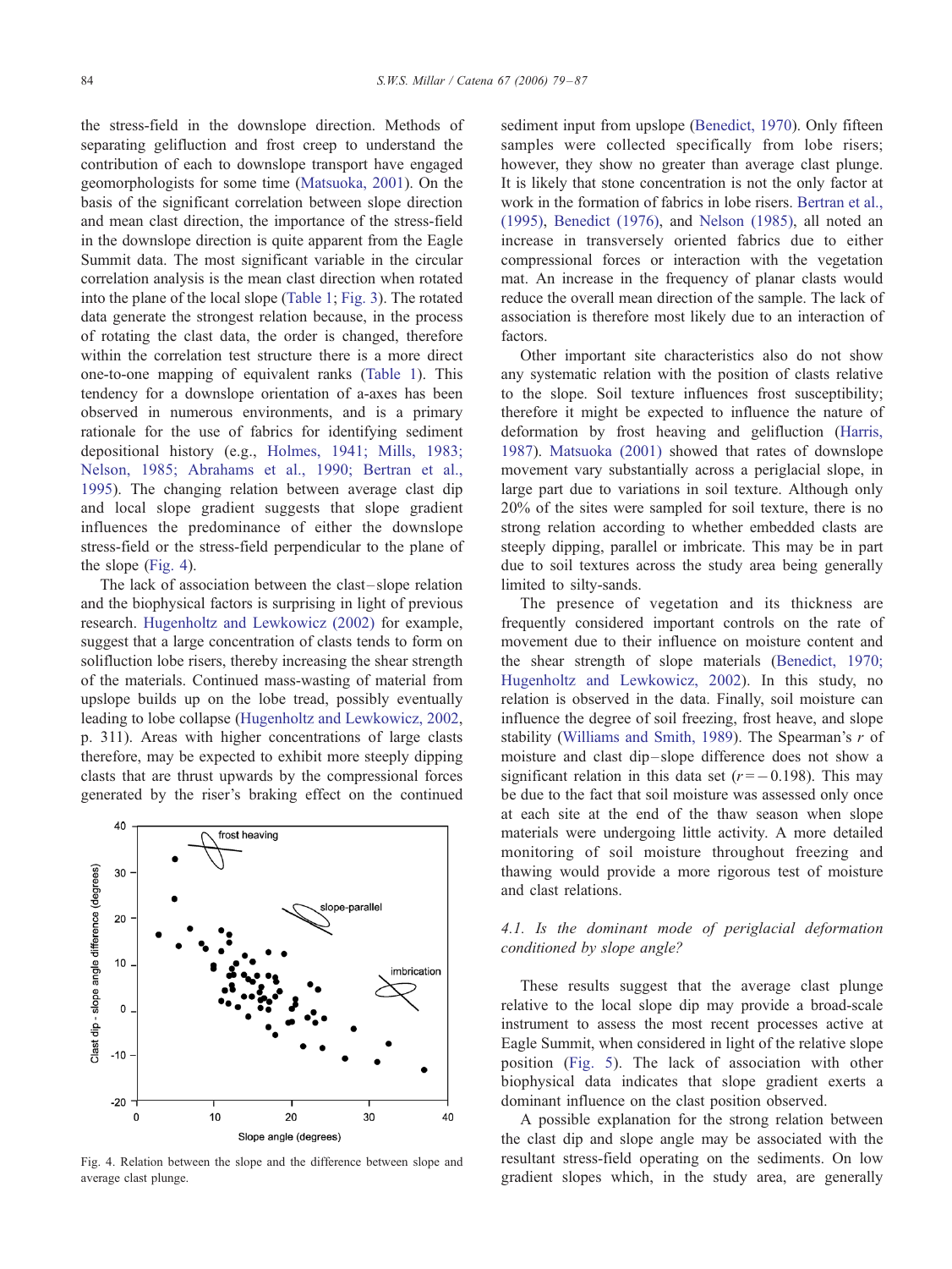the stress-field in the downslope direction. Methods of separating gelifluction and frost creep to understand the contribution of each to downslope transport have engaged geomorphologists for some time (Matsuoka, 2001). On the basis of the significant correlation between slope direction and mean clast direction, the importance of the stress-field in the downslope direction is quite apparent from the Eagle Summit data. The most significant variable in the circular correlation analysis is the mean clast direction when rotated into the plane of the local slope (Table 1; Fig. 3). The rotated data generate the strongest relation because, in the process of rotating the clast data, the order is changed, therefore within the correlation test structure there is a more direct one-to-one mapping of equivalent ranks (Table 1). This tendency for a downslope orientation of a-axes has been observed in numerous environments, and is a primary rationale for the use of fabrics for identifying sediment depositional history (e.g., Holmes, 1941; Mills, 1983; Nelson, 1985; Abrahams et al., 1990; Bertran et al., 1995). The changing relation between average clast dip and local slope gradient suggests that slope gradient influences the predominance of either the downslope stress-field or the stress-field perpendicular to the plane of the slope (Fig. 4).

The lack of association between the clast–slope relation and the biophysical factors is surprising in light of previous research. Hugenholtz and Lewkowicz (2002) for example, suggest that a large concentration of clasts tends to form on solifluction lobe risers, thereby increasing the shear strength of the materials. Continued mass-wasting of material from upslope builds up on the lobe tread, possibly eventually leading to lobe collapse (Hugenholtz and Lewkowicz, 2002, p. 311). Areas with higher concentrations of large clasts therefore, may be expected to exhibit more steeply dipping clasts that are thrust upwards by the compressional forces generated by the riser's braking effect on the continued

Fig. 4. Relation between the slope and the difference between slope and average clast plunge.

sediment input from upslope (Benedict, 1970). Only fifteen samples were collected specifically from lobe risers; however, they show no greater than average clast plunge. It is likely that stone concentration is not the only factor at work in the formation of fabrics in lobe risers. Bertran et al., (1995), Benedict (1976), and Nelson (1985), all noted an increase in transversely oriented fabrics due to either compressional forces or interaction with the vegetation mat. An increase in the frequency of planar clasts would reduce the overall mean direction of the sample. The lack of association is therefore most likely due to an interaction of factors.

Other important site characteristics also do not show any systematic relation with the position of clasts relative to the slope. Soil texture influences frost susceptibility; therefore it might be expected to influence the nature of deformation by frost heaving and gelifluction (Harris, 1987). Matsuoka (2001) showed that rates of downslope movement vary substantially across a periglacial slope, in large part due to variations in soil texture. Although only 20% of the sites were sampled for soil texture, there is no strong relation according to whether embedded clasts are steeply dipping, parallel or imbricate. This may be in part due to soil textures across the study area being generally limited to silty-sands.

The presence of vegetation and its thickness are frequently considered important controls on the rate of movement due to their influence on moisture content and the shear strength of slope materials (Benedict, 1970; Hugenholtz and Lewkowicz, 2002). In this study, no relation is observed in the data. Finally, soil moisture can influence the degree of soil freezing, frost heave, and slope stability (Williams and Smith, 1989). The Spearman's $r$ of moisture and clast dip–slope difference does not show a significant relation in this data set ($r = -0.198$). This may be due to the fact that soil moisture was assessed only once at each site at the end of the thaw season when slope materials were undergoing little activity. A more detailed monitoring of soil moisture throughout freezing and thawing would provide a more rigorous test of moisture and clast relations.

### 4.1. *Is the dominant mode of periglacial deformation conditioned by slope angle?*

These results suggest that the average clast plunge relative to the local slope dip may provide a broad-scale instrument to assess the most recent processes active at Eagle Summit, when considered in light of the relative slope position (Fig. 5). The lack of association with other biophysical data indicates that slope gradient exerts a dominant influence on the clast position observed.

A possible explanation for the strong relation between the clast dip and slope angle may be associated with the resultant stress-field operating on the sediments. On low gradient slopes which, in the study area, are generally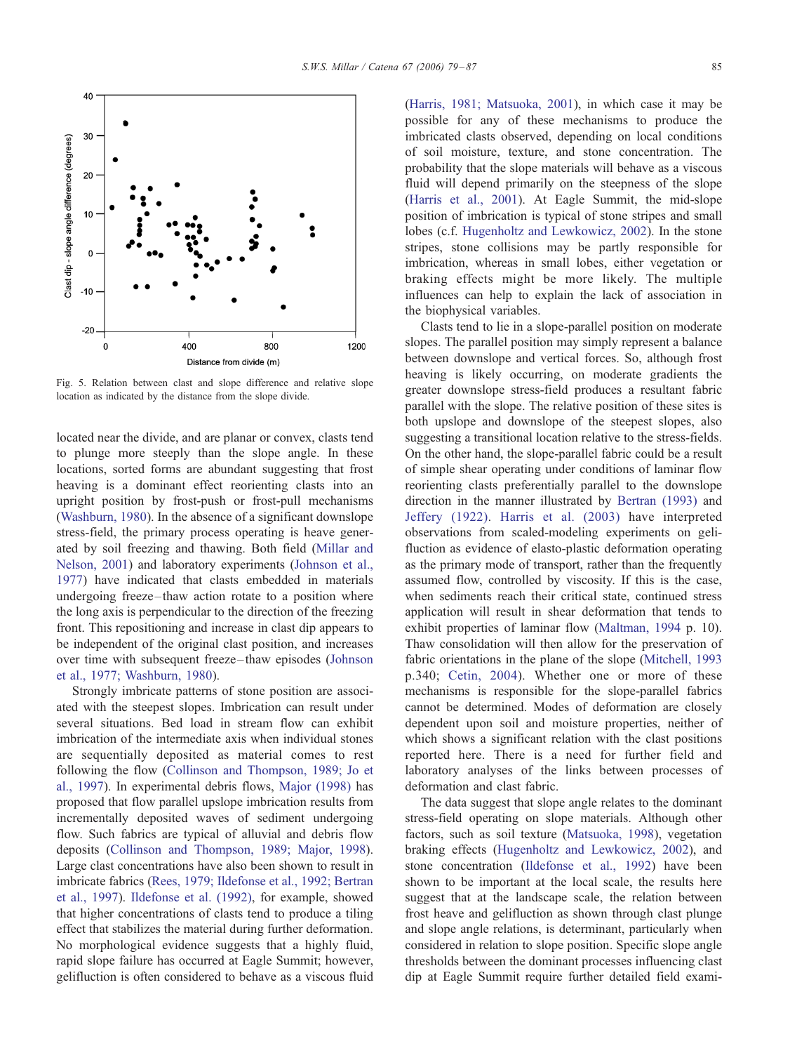Fig. 5. Relation between clast and slope difference and relative slope location as indicated by the distance from the slope divide.

located near the divide, and are planar or convex, clasts tend to plunge more steeply than the slope angle. In these locations, sorted forms are abundant suggesting that frost heaving is a dominant effect reorienting clasts into an upright position by frost-push or frost-pull mechanisms (Washburn, 1980). In the absence of a significant downslope stress-field, the primary process operating is heave generated by soil freezing and thawing. Both field (Millar and Nelson, 2001) and laboratory experiments (Johnson et al., 1977) have indicated that clasts embedded in materials undergoing freeze–thaw action rotate to a position where the long axis is perpendicular to the direction of the freezing front. This repositioning and increase in clast dip appears to be independent of the original clast position, and increases over time with subsequent freeze–thaw episodes (Johnson et al., 1977; Washburn, 1980).

Strongly imbricate patterns of stone position are associated with the steepest slopes. Imbrication can result under several situations. Bed load in stream flow can exhibit imbrication of the intermediate axis when individual stones are sequentially deposited as material comes to rest following the flow (Collinson and Thompson, 1989; Jo et al., 1997). In experimental debris flows, Major (1998) has proposed that flow parallel upslope imbrication results from incrementally deposited waves of sediment undergoing flow. Such fabrics are typical of alluvial and debris flow deposits (Collinson and Thompson, 1989; Major, 1998). Large clast concentrations have also been shown to result in imbricate fabrics (Rees, 1979; Ildefonse et al., 1992; Bertran et al., 1997). Ildefonse et al. (1992), for example, showed that higher concentrations of clasts tend to produce a tiling effect that stabilizes the material during further deformation. No morphological evidence suggests that a highly fluid, rapid slope failure has occurred at Eagle Summit; however, gelifluction is often considered to behave as a viscous fluid (Harris, 1981; Matsuoka, 2001), in which case it may be possible for any of these mechanisms to produce the imbricated clasts observed, depending on local conditions of soil moisture, texture, and stone concentration. The probability that the slope materials will behave as a viscous fluid will depend primarily on the steepness of the slope (Harris et al., 2001). At Eagle Summit, the mid-slope position of imbrication is typical of stone stripes and small lobes (c.f. Hugenholtz and Lewkowicz, 2002). In the stone stripes, stone collisions may be partly responsible for imbrication, whereas in small lobes, either vegetation or braking effects might be more likely. The multiple influences can help to explain the lack of association in the biophysical variables.

Clasts tend to lie in a slope-parallel position on moderate slopes. The parallel position may simply represent a balance between downslope and vertical forces. So, although frost heaving is likely occurring, on moderate gradients the greater downslope stress-field produces a resultant fabric parallel with the slope. The relative position of these sites is both upslope and downslope of the steepest slopes, also suggesting a transitional location relative to the stress-fields. On the other hand, the slope-parallel fabric could be a result of simple shear operating under conditions of laminar flow reorienting clasts preferentially parallel to the downslope direction in the manner illustrated by Bertran (1993) and Jeffery (1922). Harris et al. (2003) have interpreted observations from scaled-modeling experiments on gelifluction as evidence of elasto-plastic deformation operating as the primary mode of transport, rather than the frequently assumed flow, controlled by viscosity. If this is the case, when sediments reach their critical state, continued stress application will result in shear deformation that tends to exhibit properties of laminar flow (Maltman, 1994 p. 10). Thaw consolidation will then allow for the preservation of fabric orientations in the plane of the slope (Mitchell, 1993 p.340; Cetin, 2004). Whether one or more of these mechanisms is responsible for the slope-parallel fabrics cannot be determined. Modes of deformation are closely dependent upon soil and moisture properties, neither of which shows a significant relation with the clast positions reported here. There is a need for further field and laboratory analyses of the links between processes of deformation and clast fabric.

The data suggest that slope angle relates to the dominant stress-field operating on slope materials. Although other factors, such as soil texture (Matsuoka, 1998), vegetation braking effects (Hugenholtz and Lewkowicz, 2002), and stone concentration (Ildefonse et al., 1992) have been shown to be important at the local scale, the results here suggest that at the landscape scale, the relation between frost heave and gelifluction as shown through clast plunge and slope angle relations, is determinant, particularly when considered in relation to slope position. Specific slope angle thresholds between the dominant processes influencing clast dip at Eagle Summit require further detailed field exami-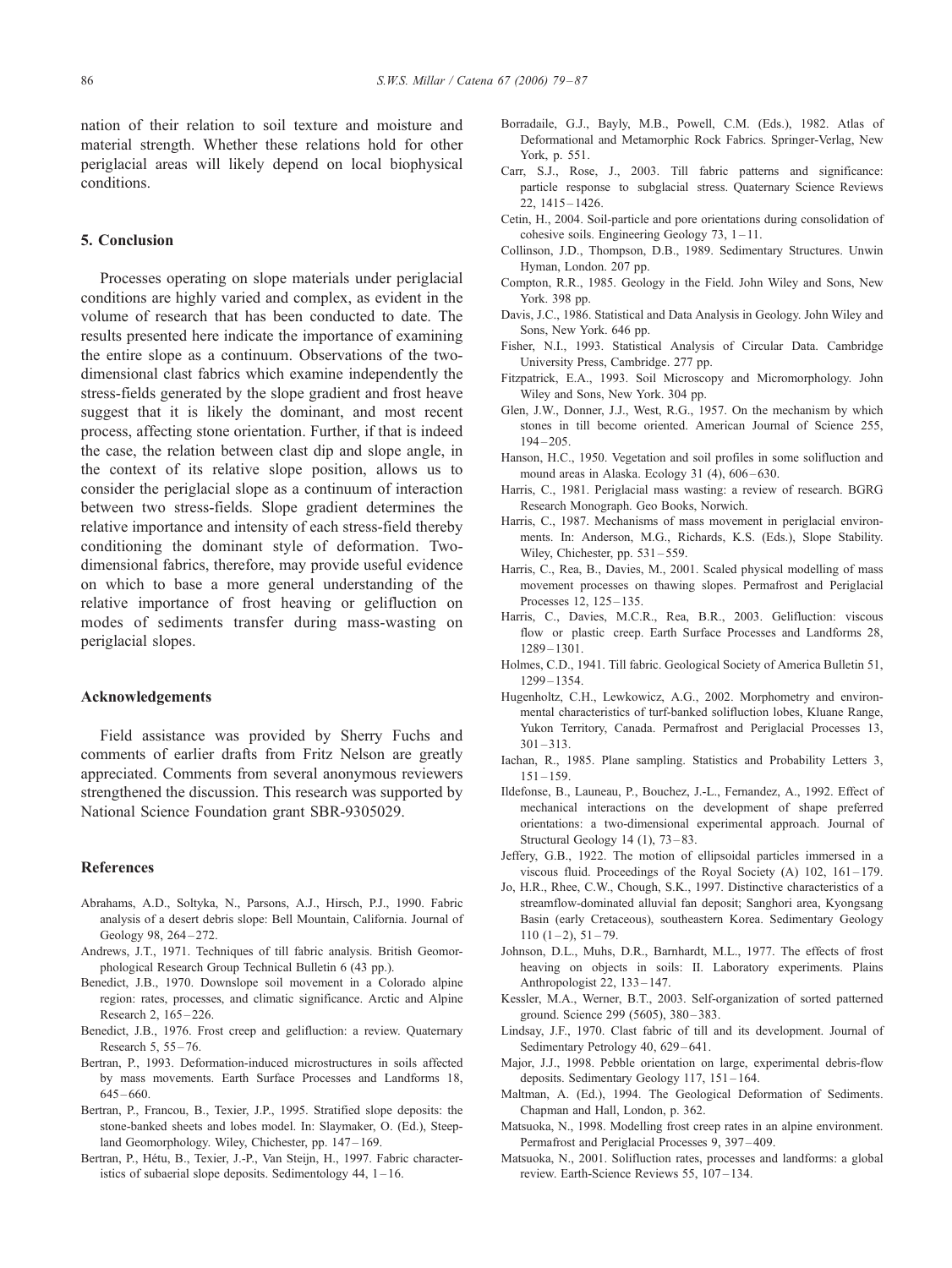nation of their relation to soil texture and moisture and material strength. Whether these relations hold for other periglacial areas will likely depend on local biophysical conditions.

## 5. Conclusion

Processes operating on slope materials under periglacial conditions are highly varied and complex, as evident in the volume of research that has been conducted to date. The results presented here indicate the importance of examining the entire slope as a continuum. Observations of the two-dimensional clast fabrics which examine independently the stress-fields generated by the slope gradient and frost heave suggest that it is likely the dominant, and most recent process, affecting stone orientation. Further, if that is indeed the case, the relation between clast dip and slope angle, in the context of its relative slope position, allows us to consider the periglacial slope as a continuum of interaction between two stress-fields. Slope gradient determines the relative importance and intensity of each stress-field thereby conditioning the dominant style of deformation. Two-dimensional fabrics, therefore, may provide useful evidence on which to base a more general understanding of the relative importance of frost heaving or gelifluction on modes of sediments transfer during mass-wasting on periglacial slopes.

## Acknowledgements

Field assistance was provided by Sherry Fuchs and comments of earlier drafts from Fritz Nelson are greatly appreciated. Comments from several anonymous reviewers strengthened the discussion. This research was supported by National Science Foundation grant SBR-9305029.

## References

Abrahams, A.D., Soltyka, N., Parsons, A.J., Hirsch, P.J., 1990. Fabric analysis of a desert debris slope: Bell Mountain, California. Journal of Geology 98, 264–272.

Andrews, J.T., 1971. Techniques of till fabric analysis. British Geomorphological Research Group Technical Bulletin 6 (43 pp.).

Benedict, J.B., 1970. Downslope soil movement in a Colorado alpine region: rates, processes, and climatic significance. Arctic and Alpine Research 2, 165–226.

Benedict, J.B., 1976. Frost creep and gelifluction: a review. Quaternary Research 5, 55–76.

Bertran, P., 1993. Deformation-induced microstructures in soils affected by mass movements. Earth Surface Processes and Landforms 18, 645–660.

Bertran, P., Francou, B., Texier, J.P., 1995. Stratified slope deposits: the stone-banked sheets and lobes model. In: Slaymaker, O. (Ed.), Steepland Geomorphology. Wiley, Chichester, pp. 147–169.

Bertran, P., Hétu, B., Texier, J.-P., Van Steijn, H., 1997. Fabric characteristics of subaerial slope deposits. Sedimentology 44, 1–16.

Borradaile, G.J., Bayly, M.B., Powell, C.M. (Eds.), 1982. Atlas of Deformational and Metamorphic Rock Fabrics. Springer-Verlag, New York, p. 551.

Carr, S.J., Rose, J., 2003. Till fabric patterns and significance: particle response to subglacial stress. Quaternary Science Reviews 22, 1415–1426.

Cetin, H., 2004. Soil-particle and pore orientations during consolidation of cohesive soils. Engineering Geology 73, 1–11.

Collinson, J.D., Thompson, D.B., 1989. Sedimentary Structures. Unwin Hyman, London. 207 pp.

Compton, R.R., 1985. Geology in the Field. John Wiley and Sons, New York. 398 pp.

Davis, J.C., 1986. Statistical and Data Analysis in Geology. John Wiley and Sons, New York. 646 pp.

Fisher, N.I., 1993. Statistical Analysis of Circular Data. Cambridge University Press, Cambridge. 277 pp.

Fitzpatrick, E.A., 1993. Soil Microscopy and Micromorphology. John Wiley and Sons, New York. 304 pp.

Glen, J.W., Donner, J.J., West, R.G., 1957. On the mechanism by which stones in till become oriented. American Journal of Science 255, 194–205.

Hanson, H.C., 1950. Vegetation and soil profiles in some solifluction and mound areas in Alaska. Ecology 31 (4), 606–630.

Harris, C., 1981. Periglacial mass wasting: a review of research. BGRG Research Monograph. Geo Books, Norwich.

Harris, C., 1987. Mechanisms of mass movement in periglacial environments. In: Anderson, M.G., Richards, K.S. (Eds.), Slope Stability. Wiley, Chichester, pp. 531–559.

Harris, C., Rea, B., Davies, M., 2001. Scaled physical modelling of mass movement processes on thawing slopes. Permafrost and Periglacial Processes 12, 125–135.

Harris, C., Davies, M.C.R., Rea, B.R., 2003. Gelifluction: viscous flow or plastic creep. Earth Surface Processes and Landforms 28, 1289–1301.

Holmes, C.D., 1941. Till fabric. Geological Society of America Bulletin 51, 1299–1354.

Hugenholtz, C.H., Lewkowicz, A.G., 2002. Morphometry and environmental characteristics of turf-banked solifluction lobes, Kluane Range, Yukon Territory, Canada. Permafrost and Periglacial Processes 13, 301–313.

Iachan, R., 1985. Plane sampling. Statistics and Probability Letters 3, 151–159.

Ildefonse, B., Launeau, P., Bouchez, J.-L., Fernandez, A., 1992. Effect of mechanical interactions on the development of shape preferred orientations: a two-dimensional experimental approach. Journal of Structural Geology 14 (1), 73–83.

Jeffery, G.B., 1922. The motion of ellipsoidal particles immersed in a viscous fluid. Proceedings of the Royal Society (A) 102, 161–179.

Jo, H.R., Rhee, C.W., Chough, S.K., 1997. Distinctive characteristics of a streamflow-dominated alluvial fan deposit; Sanghori area, Kyongsang Basin (early Cretaceous), southeastern Korea. Sedimentary Geology 110 (1–2), 51–79.

Johnson, D.L., Muhs, D.R., Barnhardt, M.L., 1977. The effects of frost heaving on objects in soils: II. Laboratory experiments. Plains Anthropologist 22, 133–147.

Kessler, M.A., Werner, B.T., 2003. Self-organization of sorted patterned ground. Science 299 (5605), 380–383.

Lindsay, J.F., 1970. Clast fabric of till and its development. Journal of Sedimentary Petrology 40, 629–641.

Major, J.J., 1998. Pebble orientation on large, experimental debris-flow deposits. Sedimentary Geology 117, 151–164.

Maltman, A. (Ed.), 1994. The Geological Deformation of Sediments. Chapman and Hall, London, p. 362.

Matsuoka, N., 1998. Modelling frost creep rates in an alpine environment. Permafrost and Periglacial Processes 9, 397–409.

Matsuoka, N., 2001. Solifluction rates, processes and landforms: a global review. Earth-Science Reviews 55, 107–134.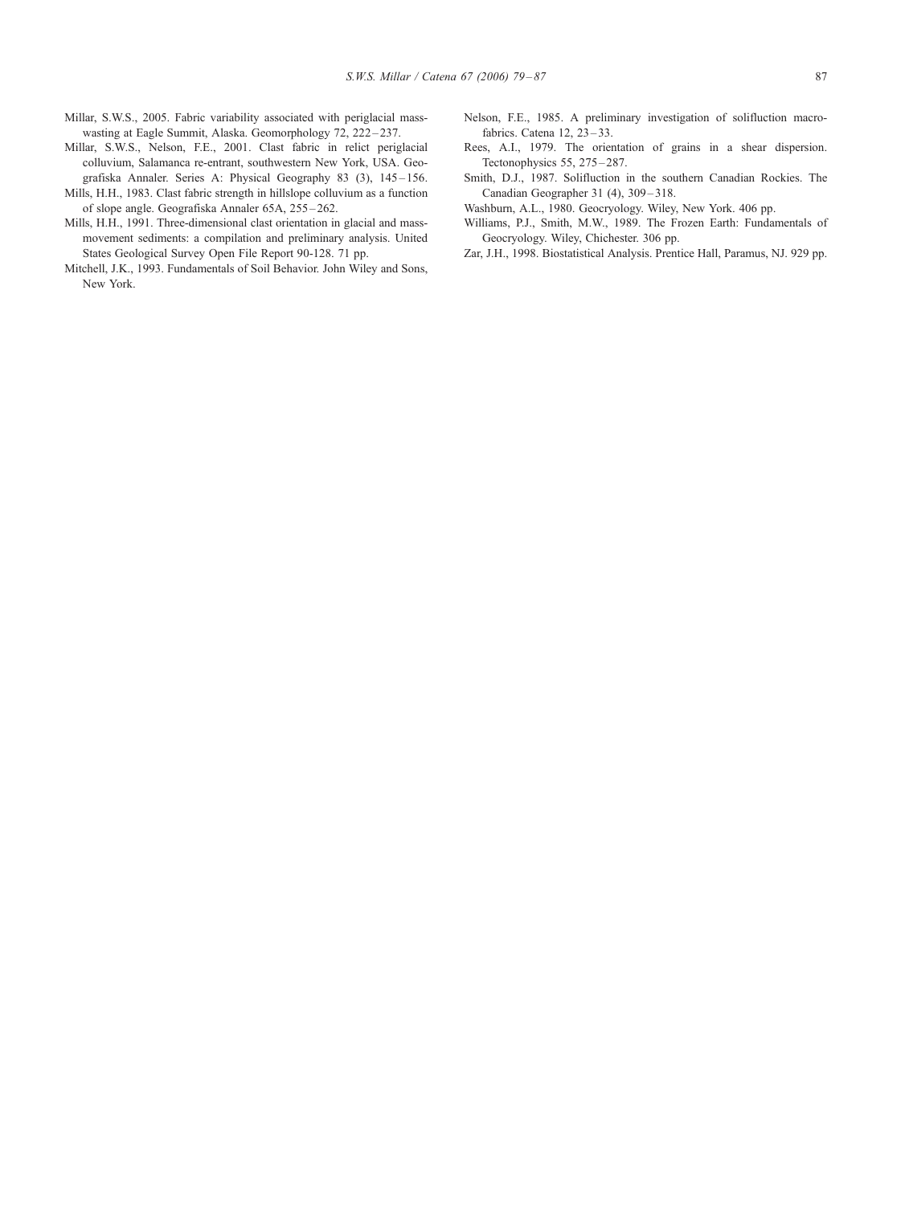Millar, S.W.S., 2005. Fabric variability associated with periglacial mass-wasting at Eagle Summit, Alaska. Geomorphology 72, 222–237.

Millar, S.W.S., Nelson, F.E., 2001. Clast fabric in relict periglacial colluvium, Salamanca re-entrant, southwestern New York, USA. Geografiska Annaler. Series A: Physical Geography 83 (3), 145–156.

Mills, H.H., 1983. Clast fabric strength in hillslope colluvium as a function of slope angle. Geografiska Annaler 65A, 255–262.

Mills, H.H., 1991. Three-dimensional clast orientation in glacial and mass-movement sediments: a compilation and preliminary analysis. United States Geological Survey Open File Report 90-128. 71 pp.

Mitchell, J.K., 1993. Fundamentals of Soil Behavior. John Wiley and Sons, New York.

Nelson, F.E., 1985. A preliminary investigation of solifluction macrofabrics. Catena 12, 23–33.

Rees, A.I., 1979. The orientation of grains in a shear dispersion. Tectonophysics 55, 275–287.

Smith, D.J., 1987. Solifluction in the southern Canadian Rockies. The Canadian Geographer 31 (4), 309–318.

Washburn, A.L., 1980. Geocryology. Wiley, New York. 406 pp.

Williams, P.J., Smith, M.W., 1989. The Frozen Earth: Fundamentals of Geocryology. Wiley, Chichester. 306 pp.

Zar, J.H., 1998. Biostatistical Analysis. Prentice Hall, Paramus, NJ. 929 pp.